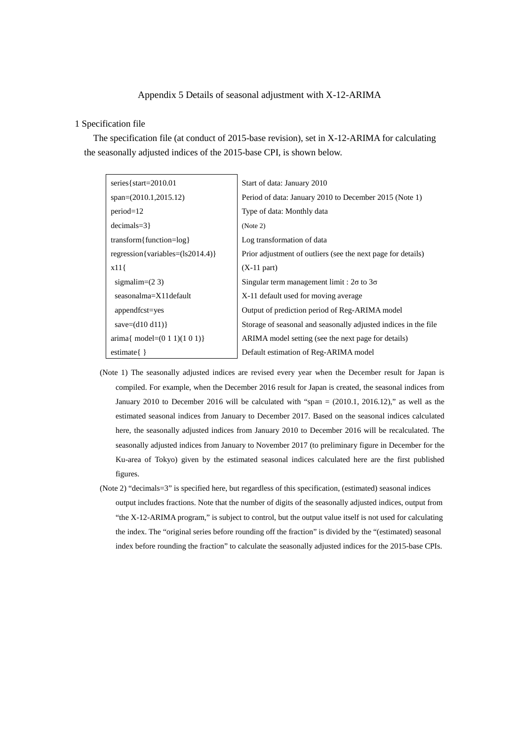# Appendix 5 Details of seasonal adjustment with X-12-ARIMA

## 1 Specification file

The specification file (at conduct of 2015-base revision), set in X-12-ARIMA for calculating the seasonally adjusted indices of the 2015-base CPI, is shown below.

| | |
|---|---|
| series{start=2010.01 | Start of data: January 2010 |
| span=(2010.1,2015.12) | Period of data: January 2010 to December 2015 (Note 1) |
| period=12 | Type of data: Monthly data |
| decimals=3} | (Note 2) |
| transform{function=log} | Log transformation of data |
| regression{variables=(ls2014.4)} | Prior adjustment of outliers (see the next page for details) |
| x11{ | (X-11 part) |
| sigmalim=(2 3) | Singular term management limit : 2σ to 3σ |
| seasonalma=X11default | X-11 default used for moving average |
| appendfcst=yes | Output of prediction period of Reg-ARIMA model |
| save=(d10 d11)} | Storage of seasonal and seasonally adjusted indices in the file |
| arima{ model=(0 1 1)(1 0 1)} | ARIMA model setting (see the next page for details) |
| estimate{ } | Default estimation of Reg-ARIMA model |

(Note 1) The seasonally adjusted indices are revised every year when the December result for Japan is compiled. For example, when the December 2016 result for Japan is created, the seasonal indices from January 2010 to December 2016 will be calculated with “span = (2010.1, 2016.12),” as well as the estimated seasonal indices from January to December 2017. Based on the seasonal indices calculated here, the seasonally adjusted indices from January 2010 to December 2016 will be recalculated. The seasonally adjusted indices from January to November 2017 (to preliminary figure in December for the Ku-area of Tokyo) given by the estimated seasonal indices calculated here are the first published figures.

(Note 2) “decimals=3” is specified here, but regardless of this specification, (estimated) seasonal indices output includes fractions. Note that the number of digits of the seasonally adjusted indices, output from “the X-12-ARIMA program,” is subject to control, but the output value itself is not used for calculating the index. The “original series before rounding off the fraction” is divided by the “(estimated) seasonal index before rounding the fraction” to calculate the seasonally adjusted indices for the 2015-base CPIs.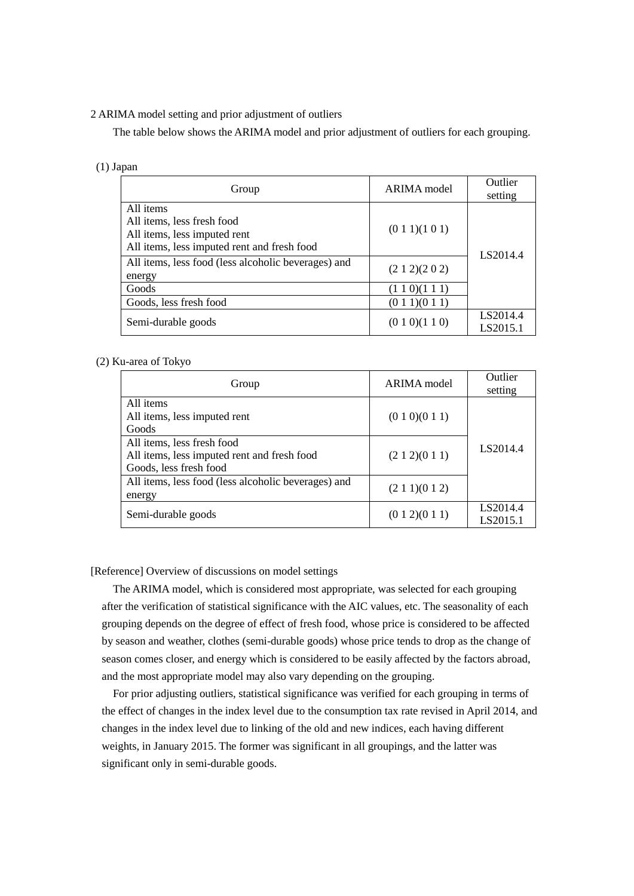## 2 ARIMA model setting and prior adjustment of outliers

The table below shows the ARIMA model and prior adjustment of outliers for each grouping.

(1) Japan

| Group | ARIMA model | Outlier setting |
|---|---|---|
| All items<br>All items, less fresh food<br>All items, less imputed rent<br>All items, less imputed rent and fresh food | (0 1 1)(1 0 1) | LS2014.4 |
| All items, less food (less alcoholic beverages) and energy | (2 1 2)(2 0 2) | LS2014.4 |
| Goods | (1 1 0)(1 1 1) | LS2014.4 |
| Goods, less fresh food | (0 1 1)(0 1 1) | LS2014.4 |
| Semi-durable goods | (0 1 0)(1 1 0) | LS2014.4<br>LS2015.1 |

(2) Ku-area of Tokyo

| Group | ARIMA model | Outlier setting |
|---|---|---|
| All items<br>All items, less imputed rent<br>Goods | (0 1 0)(0 1 1) | LS2014.4 |
| All items, less fresh food<br>All items, less imputed rent and fresh food<br>Goods, less fresh food | (2 1 2)(0 1 1) | LS2014.4 |
| All items, less food (less alcoholic beverages) and energy | (2 1 1)(0 1 2) | LS2014.4 |
| Semi-durable goods | (0 1 2)(0 1 1) | LS2014.4<br>LS2015.1 |

[Reference] Overview of discussions on model settings

The ARIMA model, which is considered most appropriate, was selected for each grouping after the verification of statistical significance with the AIC values, etc. The seasonality of each grouping depends on the degree of effect of fresh food, whose price is considered to be affected by season and weather, clothes (semi-durable goods) whose price tends to drop as the change of season comes closer, and energy which is considered to be easily affected by the factors abroad, and the most appropriate model may also vary depending on the grouping.

For prior adjusting outliers, statistical significance was verified for each grouping in terms of the effect of changes in the index level due to the consumption tax rate revised in April 2014, and changes in the index level due to linking of the old and new indices, each having different weights, in January 2015. The former was significant in all groupings, and the latter was significant only in semi-durable goods.